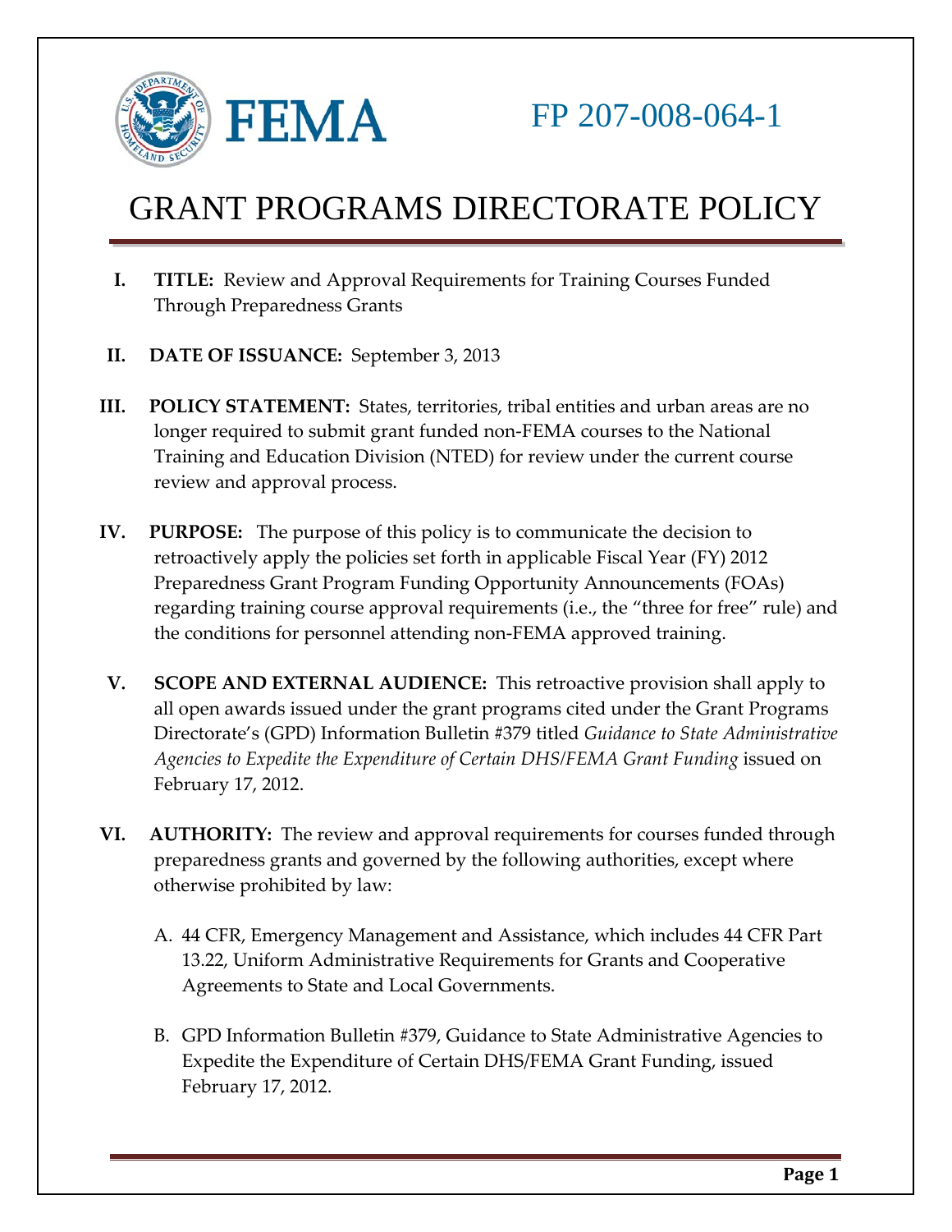FEMA

FP 207-008-064-1

# GRANT PROGRAMS DIRECTORATE POLICY

**I. TITLE:** Review and Approval Requirements for Training Courses Funded Through Preparedness Grants

**II. DATE OF ISSUANCE:** September 3, 2013

**III. POLICY STATEMENT:** States, territories, tribal entities and urban areas are no longer required to submit grant funded non-FEMA courses to the National Training and Education Division (NTED) for review under the current course review and approval process.

**IV. PURPOSE:** The purpose of this policy is to communicate the decision to retroactively apply the policies set forth in applicable Fiscal Year (FY) 2012 Preparedness Grant Program Funding Opportunity Announcements (FOAs) regarding training course approval requirements (i.e., the "three for free" rule) and the conditions for personnel attending non-FEMA approved training.

**V. SCOPE AND EXTERNAL AUDIENCE:** This retroactive provision shall apply to all open awards issued under the grant programs cited under the Grant Programs Directorate's (GPD) Information Bulletin #379 titled *Guidance to State Administrative Agencies to Expedite the Expenditure of Certain DHS/FEMA Grant Funding* issued on February 17, 2012.

**VI. AUTHORITY:** The review and approval requirements for courses funded through preparedness grants and governed by the following authorities, except where otherwise prohibited by law:

A. 44 CFR, Emergency Management and Assistance, which includes 44 CFR Part 13.22, Uniform Administrative Requirements for Grants and Cooperative Agreements to State and Local Governments.

B. GPD Information Bulletin #379, Guidance to State Administrative Agencies to Expedite the Expenditure of Certain DHS/FEMA Grant Funding, issued February 17, 2012.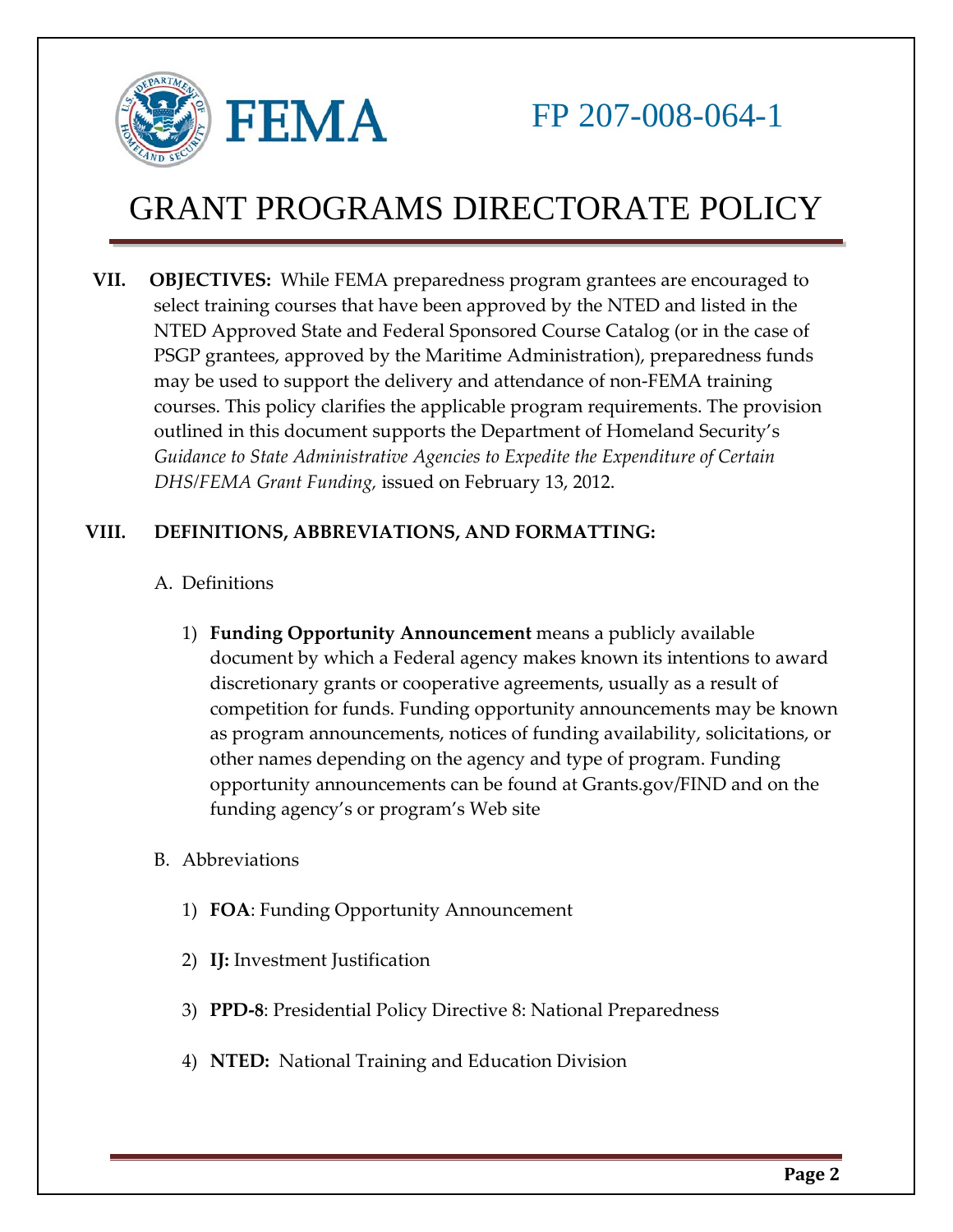**VII. OBJECTIVES:** While FEMA preparedness program grantees are encouraged to select training courses that have been approved by the NTED and listed in the NTED Approved State and Federal Sponsored Course Catalog (or in the case of PSGP grantees, approved by the Maritime Administration), preparedness funds may be used to support the delivery and attendance of non-FEMA training courses. This policy clarifies the applicable program requirements. The provision outlined in this document supports the Department of Homeland Security's *Guidance to State Administrative Agencies to Expedite the Expenditure of Certain DHS/FEMA Grant Funding,* issued on February 13, 2012.

**VIII. DEFINITIONS, ABBREVIATIONS, AND FORMATTING:**

A. Definitions

1) **Funding Opportunity Announcement** means a publicly available document by which a Federal agency makes known its intentions to award discretionary grants or cooperative agreements, usually as a result of competition for funds. Funding opportunity announcements may be known as program announcements, notices of funding availability, solicitations, or other names depending on the agency and type of program. Funding opportunity announcements can be found at Grants.gov/FIND and on the funding agency's or program's Web site

B. Abbreviations

1) **FOA**: Funding Opportunity Announcement

2) **IJ:** Investment Justification

3) **PPD-8**: Presidential Policy Directive 8: National Preparedness

4) **NTED:** National Training and Education Division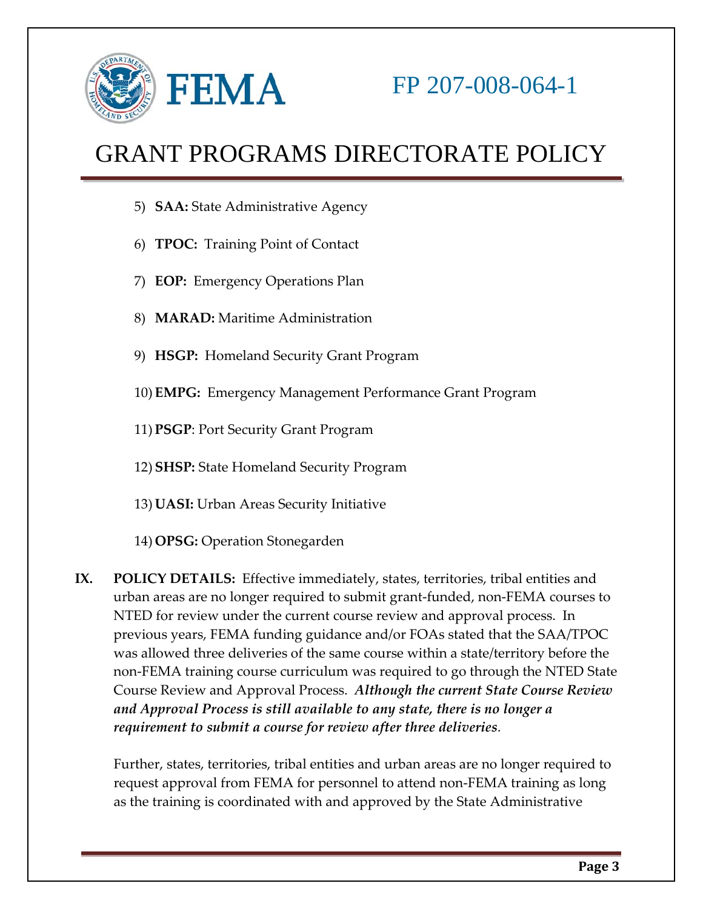5) **SAA:** State Administrative Agency

6) **TPOC:** Training Point of Contact

7) **EOP:** Emergency Operations Plan

8) **MARAD:** Maritime Administration

9) **HSGP:** Homeland Security Grant Program

10) **EMPG:** Emergency Management Performance Grant Program

11) **PSGP**: Port Security Grant Program

12) **SHSP:** State Homeland Security Program

13) **UASI:** Urban Areas Security Initiative

14) **OPSG:** Operation Stonegarden

**IX. POLICY DETAILS:** Effective immediately, states, territories, tribal entities and urban areas are no longer required to submit grant-funded, non-FEMA courses to NTED for review under the current course review and approval process. In previous years, FEMA funding guidance and/or FOAs stated that the SAA/TPOC was allowed three deliveries of the same course within a state/territory before the non-FEMA training course curriculum was required to go through the NTED State Course Review and Approval Process. ***Although the current State Course Review and Approval Process is still available to any state, there is no longer a requirement to submit a course for review after three deliveries***.

Further, states, territories, tribal entities and urban areas are no longer required to request approval from FEMA for personnel to attend non-FEMA training as long as the training is coordinated with and approved by the State Administrative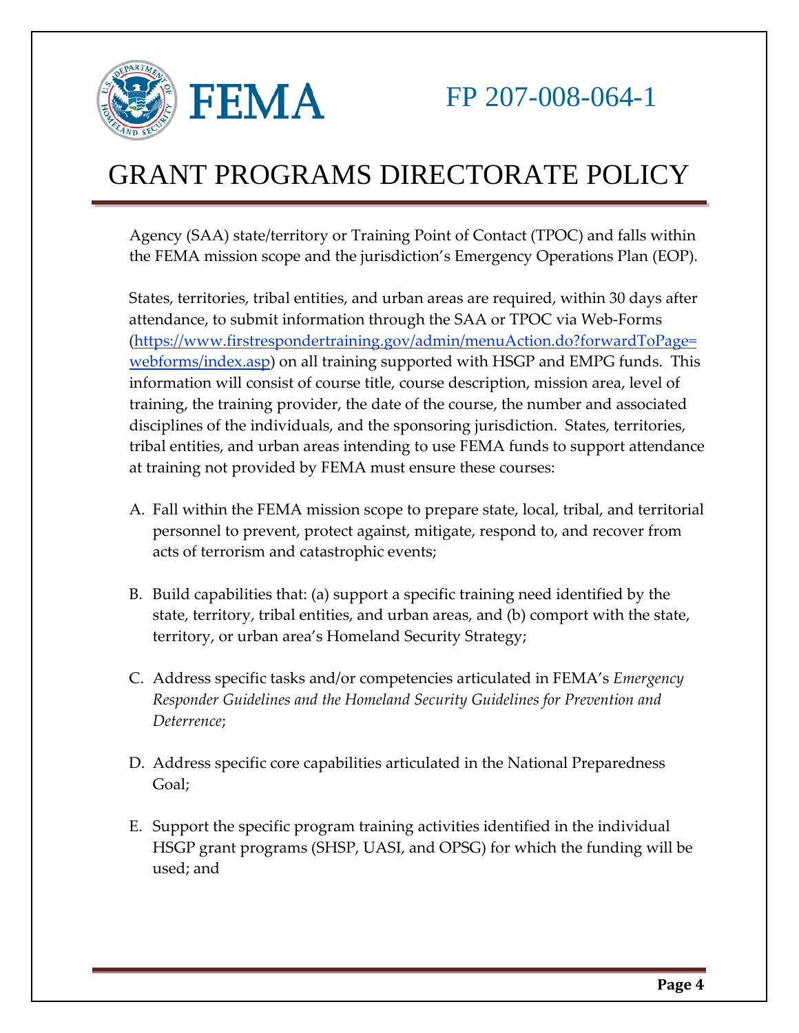Agency (SAA) state/territory or Training Point of Contact (TPOC) and falls within the FEMA mission scope and the jurisdiction's Emergency Operations Plan (EOP).

States, territories, tribal entities, and urban areas are required, within 30 days after attendance, to submit information through the SAA or TPOC via Web-Forms ([https://www.firstrespondertraining.gov/admin/menuAction.do?forwardToPage=webforms/index.asp](https://www.firstrespondertraining.gov/admin/menuAction.do?forwardToPage=webforms/index.asp)) on all training supported with HSGP and EMPG funds. This information will consist of course title, course description, mission area, level of training, the training provider, the date of the course, the number and associated disciplines of the individuals, and the sponsoring jurisdiction. States, territories, tribal entities, and urban areas intending to use FEMA funds to support attendance at training not provided by FEMA must ensure these courses:

A. Fall within the FEMA mission scope to prepare state, local, tribal, and territorial personnel to prevent, protect against, mitigate, respond to, and recover from acts of terrorism and catastrophic events;

B. Build capabilities that: (a) support a specific training need identified by the state, territory, tribal entities, and urban areas, and (b) comport with the state, territory, or urban area's Homeland Security Strategy;

C. Address specific tasks and/or competencies articulated in FEMA's *Emergency Responder Guidelines and the Homeland Security Guidelines for Prevention and Deterrence*;

D. Address specific core capabilities articulated in the National Preparedness Goal;

E. Support the specific program training activities identified in the individual HSGP grant programs (SHSP, UASI, and OPSG) for which the funding will be used; and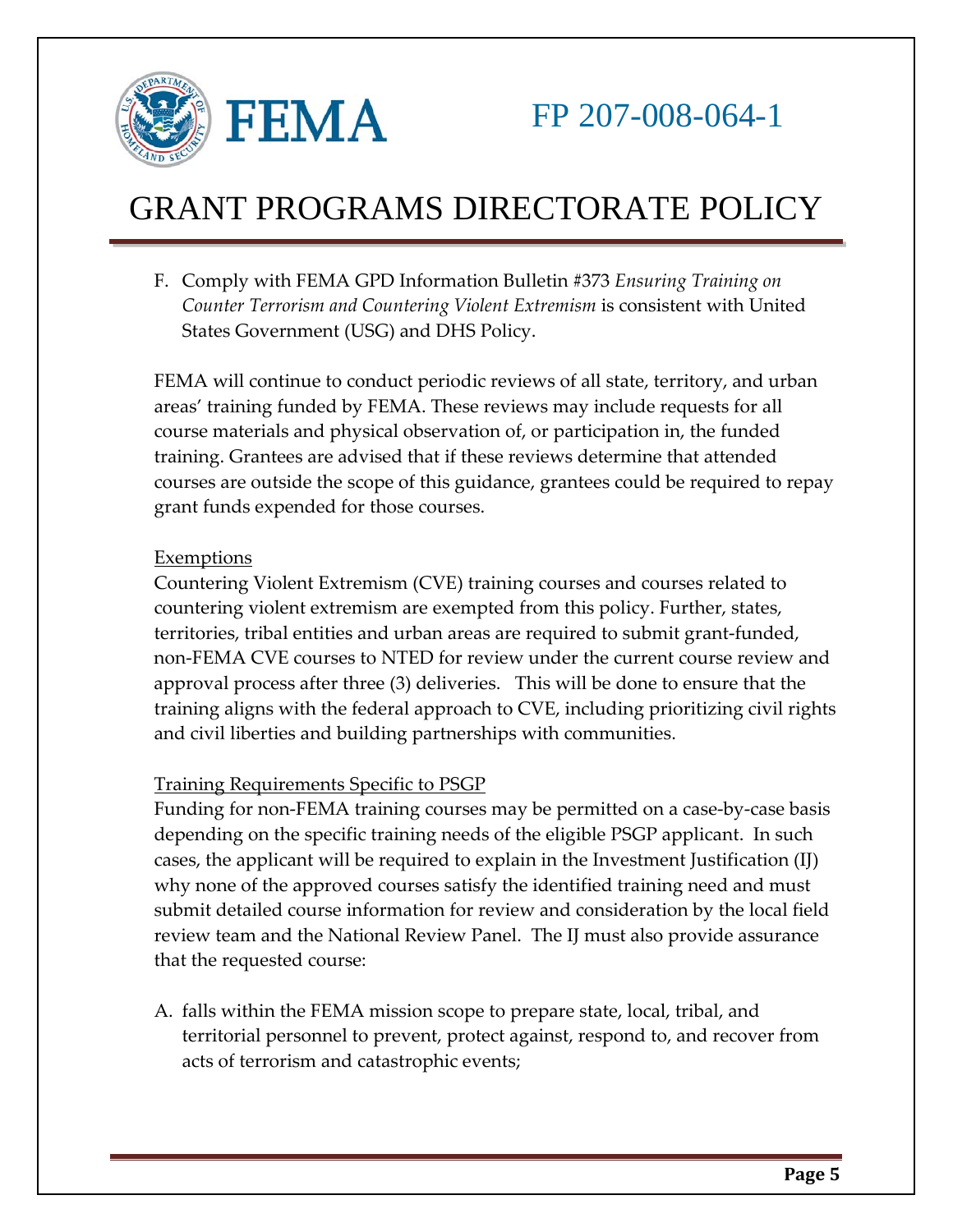F. Comply with FEMA GPD Information Bulletin #373 *Ensuring Training on Counter Terrorism and Countering Violent Extremism* is consistent with United States Government (USG) and DHS Policy.

FEMA will continue to conduct periodic reviews of all state, territory, and urban areas' training funded by FEMA. These reviews may include requests for all course materials and physical observation of, or participation in, the funded training. Grantees are advised that if these reviews determine that attended courses are outside the scope of this guidance, grantees could be required to repay grant funds expended for those courses.

Exemptions

Countering Violent Extremism (CVE) training courses and courses related to countering violent extremism are exempted from this policy. Further, states, territories, tribal entities and urban areas are required to submit grant-funded, non-FEMA CVE courses to NTED for review under the current course review and approval process after three (3) deliveries. This will be done to ensure that the training aligns with the federal approach to CVE, including prioritizing civil rights and civil liberties and building partnerships with communities.

Training Requirements Specific to PSGP

Funding for non-FEMA training courses may be permitted on a case-by-case basis depending on the specific training needs of the eligible PSGP applicant. In such cases, the applicant will be required to explain in the Investment Justification (IJ) why none of the approved courses satisfy the identified training need and must submit detailed course information for review and consideration by the local field review team and the National Review Panel. The IJ must also provide assurance that the requested course:

A. falls within the FEMA mission scope to prepare state, local, tribal, and territorial personnel to prevent, protect against, respond to, and recover from acts of terrorism and catastrophic events;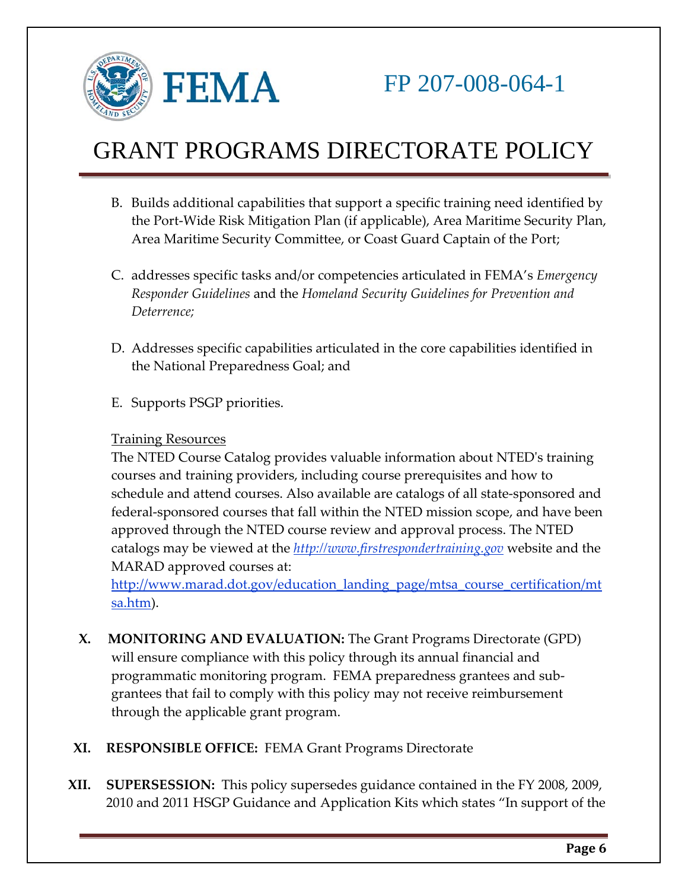B. Builds additional capabilities that support a specific training need identified by the Port-Wide Risk Mitigation Plan (if applicable), Area Maritime Security Plan, Area Maritime Security Committee, or Coast Guard Captain of the Port;

C. addresses specific tasks and/or competencies articulated in FEMA's *Emergency Responder Guidelines* and the *Homeland Security Guidelines for Prevention and Deterrence;*

D. Addresses specific capabilities articulated in the core capabilities identified in the National Preparedness Goal; and

E. Supports PSGP priorities.

Training Resources

The NTED Course Catalog provides valuable information about NTED's training courses and training providers, including course prerequisites and how to schedule and attend courses. Also available are catalogs of all state-sponsored and federal-sponsored courses that fall within the NTED mission scope, and have been approved through the NTED course review and approval process. The NTED catalogs may be viewed at the *http://www.firstrespondertraining.gov* website and the MARAD approved courses at: http://www.marad.dot.gov/education_landing_page/mtsa_course_certification/mtsa.htm).

**X. MONITORING AND EVALUATION:** The Grant Programs Directorate (GPD) will ensure compliance with this policy through its annual financial and programmatic monitoring program. FEMA preparedness grantees and sub-grantees that fail to comply with this policy may not receive reimbursement through the applicable grant program.

**XI. RESPONSIBLE OFFICE:** FEMA Grant Programs Directorate

**XII. SUPERSESSION:** This policy supersedes guidance contained in the FY 2008, 2009, 2010 and 2011 HSGP Guidance and Application Kits which states "In support of the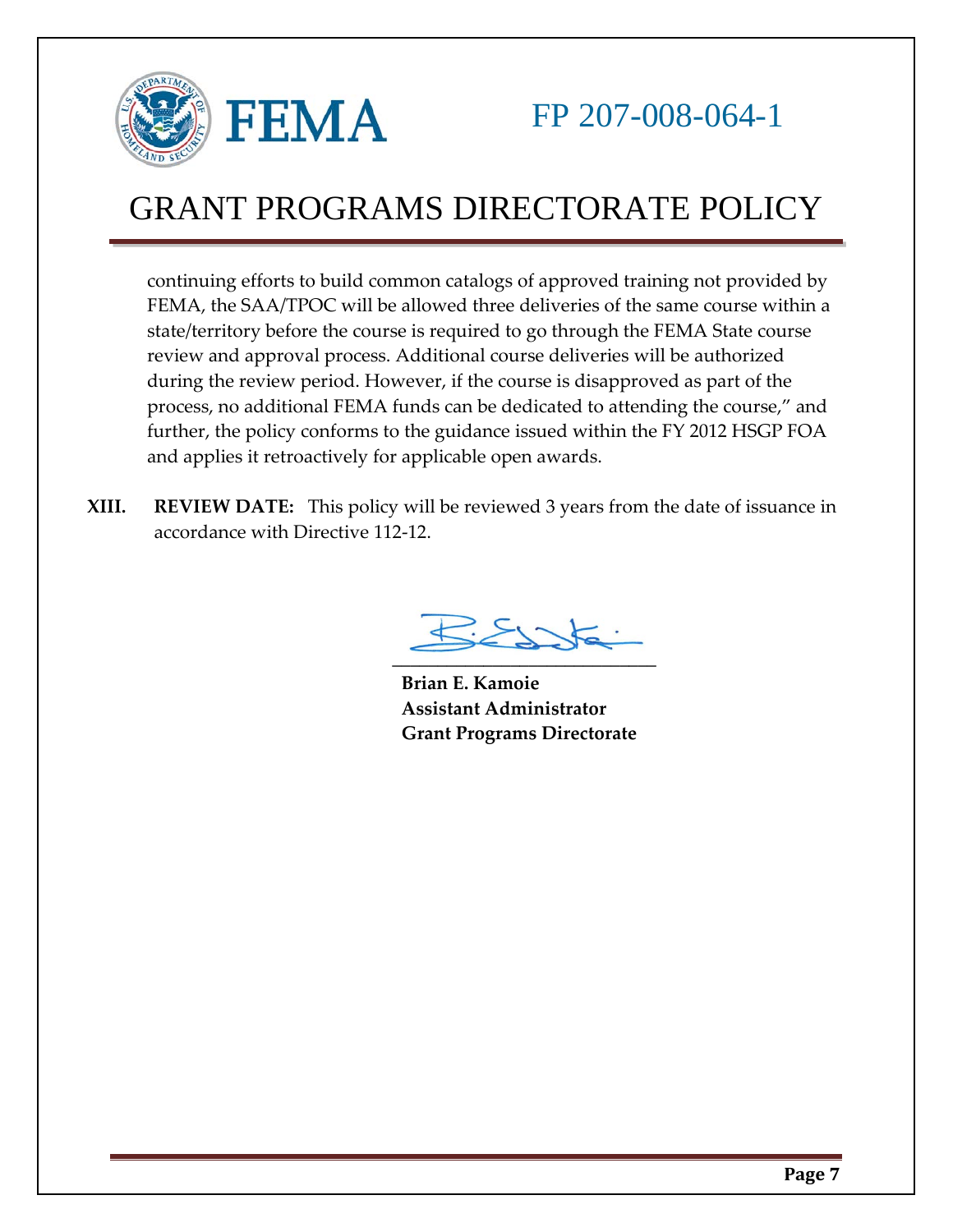continuing efforts to build common catalogs of approved training not provided by FEMA, the SAA/TPOC will be allowed three deliveries of the same course within a state/territory before the course is required to go through the FEMA State course review and approval process. Additional course deliveries will be authorized during the review period. However, if the course is disapproved as part of the process, no additional FEMA funds can be dedicated to attending the course," and further, the policy conforms to the guidance issued within the FY 2012 HSGP FOA and applies it retroactively for applicable open awards.

**XIII. REVIEW DATE:** This policy will be reviewed 3 years from the date of issuance in accordance with Directive 112-12.

\_\_\_\_\_\_\_\_\_\_\_\_\_\_\_\_\_\_\_\_\_\_\_\_\_\_\_\_\_\_

**Brian E. Kamoie**
**Assistant Administrator**
**Grant Programs Directorate**